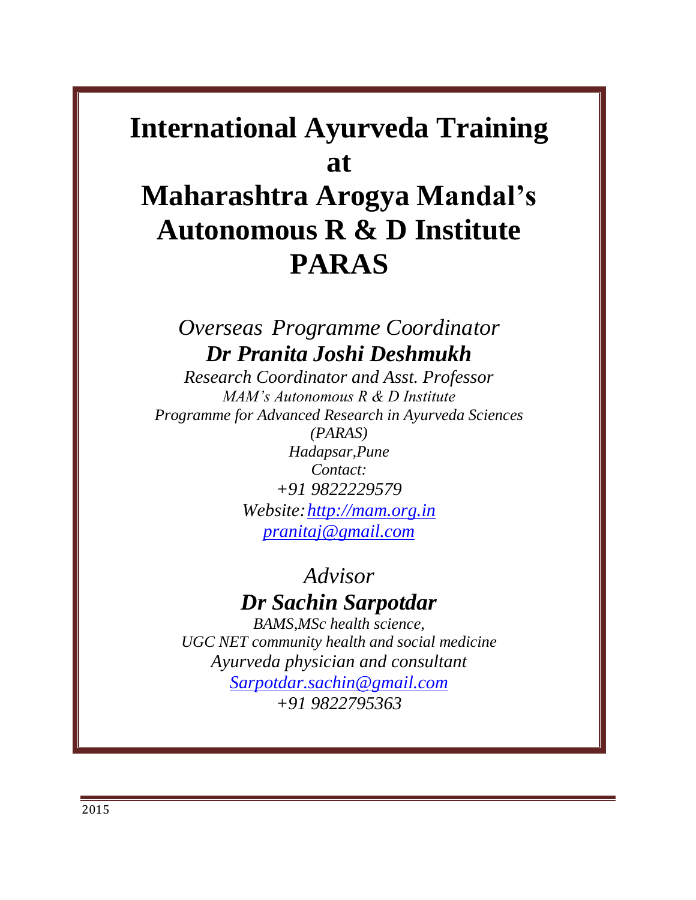# International Ayurveda Training at Maharashtra Arogya Mandal's Autonomous R & D Institute PARAS

*Overseas Programme Coordinator*

***Dr Pranita Joshi Deshmukh***

*Research Coordinator and Asst. Professor*

*MAM's Autonomous R & D Institute*

*Programme for Advanced Research in Ayurveda Sciences (PARAS)*

*Hadapsar,Pune*

*Contact:*

*+91 9822229579*

*Website: http://mam.org.in*

*pranitaj@gmail.com*

*Advisor*

***Dr Sachin Sarpotdar***

*BAMS,MSc health science,*

*UGC NET community health and social medicine*

*Ayurveda physician and consultant*

*Sarpotdar.sachin@gmail.com*

*+91 9822795363*

2015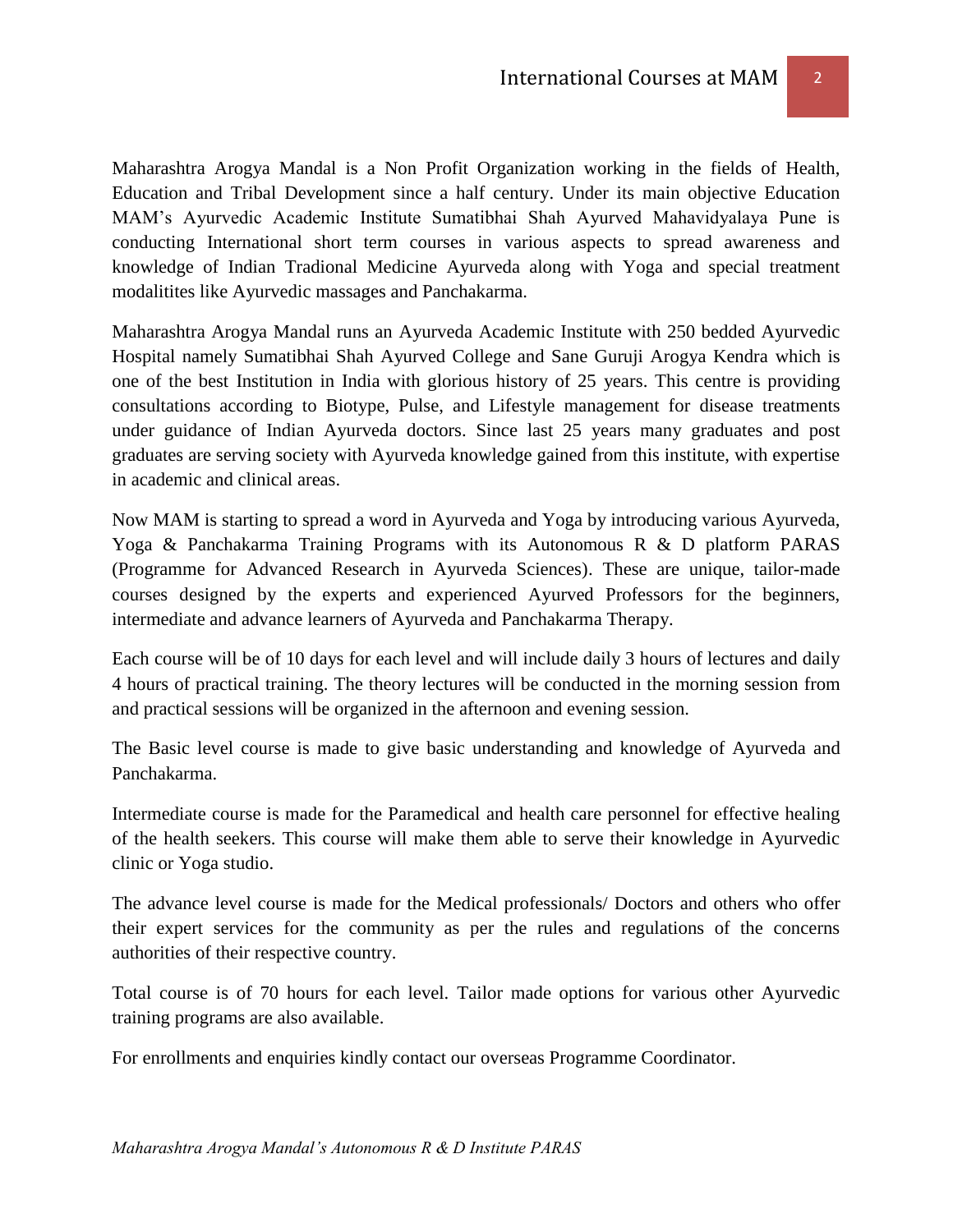Maharashtra Arogya Mandal is a Non Profit Organization working in the fields of Health, Education and Tribal Development since a half century. Under its main objective Education MAM's Ayurvedic Academic Institute Sumatibhai Shah Ayurved Mahavidyalaya Pune is conducting International short term courses in various aspects to spread awareness and knowledge of Indian Tradional Medicine Ayurveda along with Yoga and special treatment modalitites like Ayurvedic massages and Panchakarma.

Maharashtra Arogya Mandal runs an Ayurveda Academic Institute with 250 bedded Ayurvedic Hospital namely Sumatibhai Shah Ayurved College and Sane Guruji Arogya Kendra which is one of the best Institution in India with glorious history of 25 years. This centre is providing consultations according to Biotype, Pulse, and Lifestyle management for disease treatments under guidance of Indian Ayurveda doctors. Since last 25 years many graduates and post graduates are serving society with Ayurveda knowledge gained from this institute, with expertise in academic and clinical areas.

Now MAM is starting to spread a word in Ayurveda and Yoga by introducing various Ayurveda, Yoga & Panchakarma Training Programs with its Autonomous R & D platform PARAS (Programme for Advanced Research in Ayurveda Sciences). These are unique, tailor-made courses designed by the experts and experienced Ayurved Professors for the beginners, intermediate and advance learners of Ayurveda and Panchakarma Therapy.

Each course will be of 10 days for each level and will include daily 3 hours of lectures and daily 4 hours of practical training. The theory lectures will be conducted in the morning session from and practical sessions will be organized in the afternoon and evening session.

The Basic level course is made to give basic understanding and knowledge of Ayurveda and Panchakarma.

Intermediate course is made for the Paramedical and health care personnel for effective healing of the health seekers. This course will make them able to serve their knowledge in Ayurvedic clinic or Yoga studio.

The advance level course is made for the Medical professionals/ Doctors and others who offer their expert services for the community as per the rules and regulations of the concerns authorities of their respective country.

Total course is of 70 hours for each level. Tailor made options for various other Ayurvedic training programs are also available.

For enrollments and enquiries kindly contact our overseas Programme Coordinator.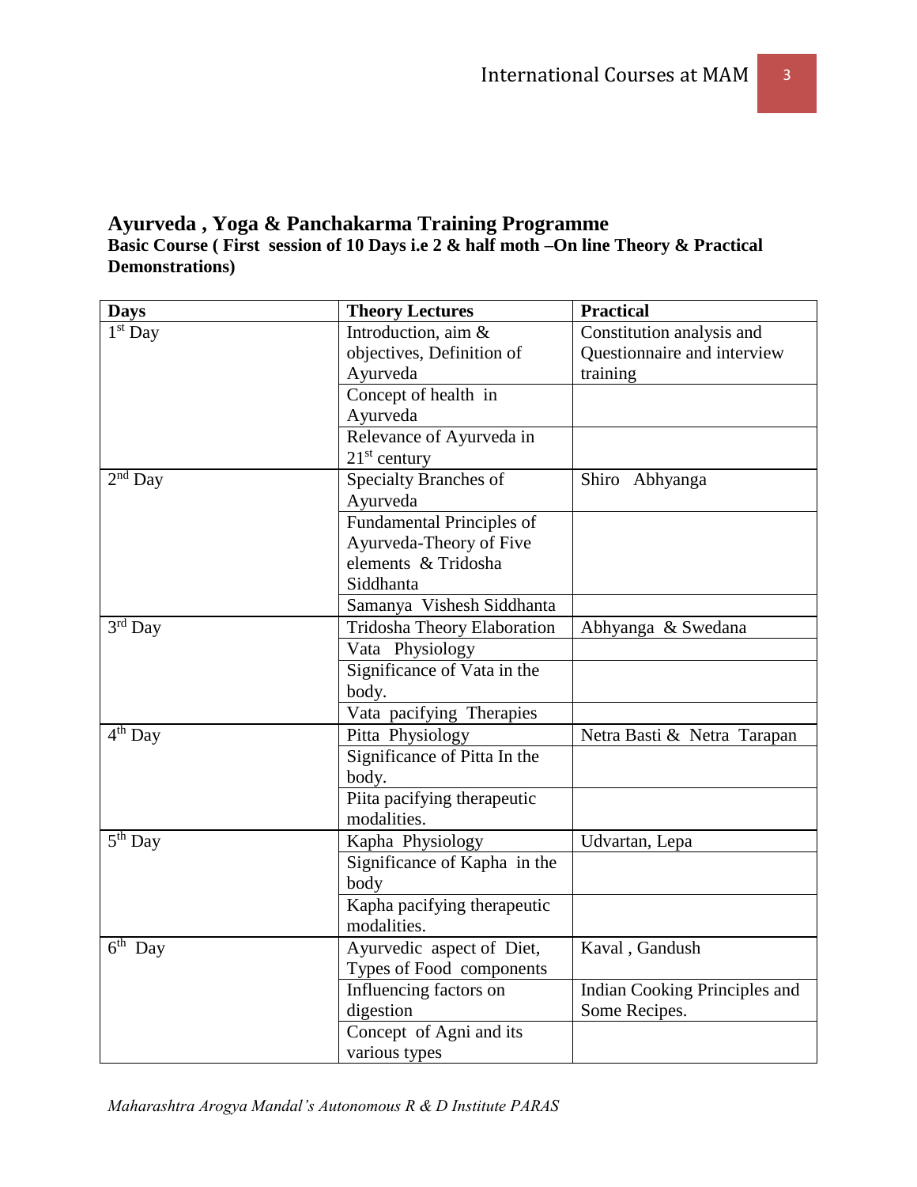## Ayurveda , Yoga & Panchakarma Training Programme

**Basic Course ( First session of 10 Days i.e 2 & half moth –On line Theory & Practical Demonstrations)**

| Days | Theory Lectures | Practical |
|---|---|---|
| 1st Day | Introduction, aim & objectives, Definition of Ayurveda | Constitution analysis and Questionnaire and interview training |
| | Concept of health in Ayurveda | |
| | Relevance of Ayurveda in 21st century | |
| 2nd Day | Specialty Branches of Ayurveda | Shiro Abhyanga |
| | Fundamental Principles of Ayurveda-Theory of Five elements & Tridosha Siddhanta | |
| | Samanya Vishesh Siddhanta | |
| 3rd Day | Tridosha Theory Elaboration | Abhyanga & Swedana |
| | Vata Physiology | |
| | Significance of Vata in the body. | |
| | Vata pacifying Therapies | |
| 4th Day | Pitta Physiology | Netra Basti & Netra Tarapan |
| | Significance of Pitta In the body. | |
| | Piita pacifying therapeutic modalities. | |
| 5th Day | Kapha Physiology | Udvartan, Lepa |
| | Significance of Kapha in the body | |
| | Kapha pacifying therapeutic modalities. | |
| 6th Day | Ayurvedic aspect of Diet, Types of Food components | Kaval , Gandush |
| | Influencing factors on digestion | Indian Cooking Principles and Some Recipes. |
| | Concept of Agni and its various types | |

*Maharashtra Arogya Mandal's Autonomous R & D Institute PARAS*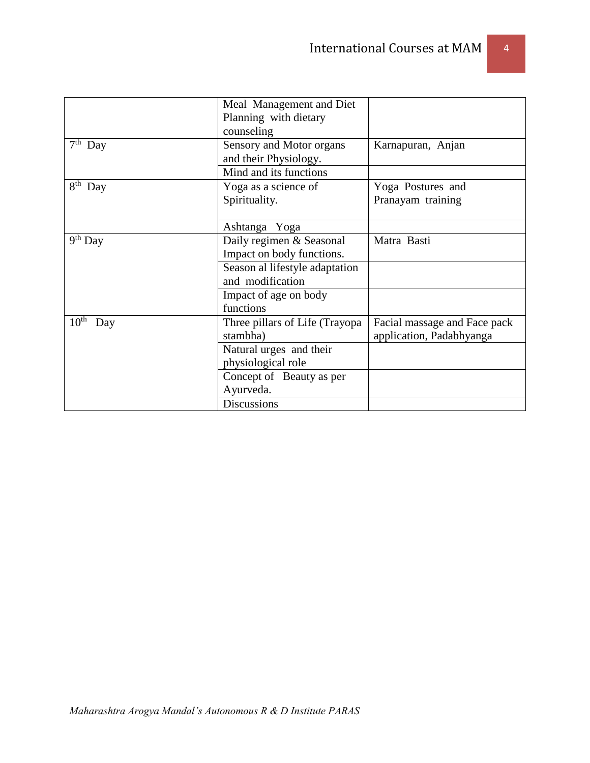| | | |
|---|---|---|
| | Meal Management and Diet Planning with dietary counseling | |
| 7th Day | Sensory and Motor organs and their Physiology. | Karnapuran, Anjan |
| | Mind and its functions | |
| 8th Day | Yoga as a science of Spirituality. | Yoga Postures and Pranayam training |
| | Ashtanga Yoga | |
| 9th Day | Daily regimen & Seasonal Impact on body functions. | Matra Basti |
| | Season al lifestyle adaptation and modification | |
| | Impact of age on body functions | |
| 10th Day | Three pillars of Life (Trayopa stambha) | Facial massage and Face pack application, Padabhyanga |
| | Natural urges and their physiological role | |
| | Concept of Beauty as per Ayurveda. | |
| | Discussions | |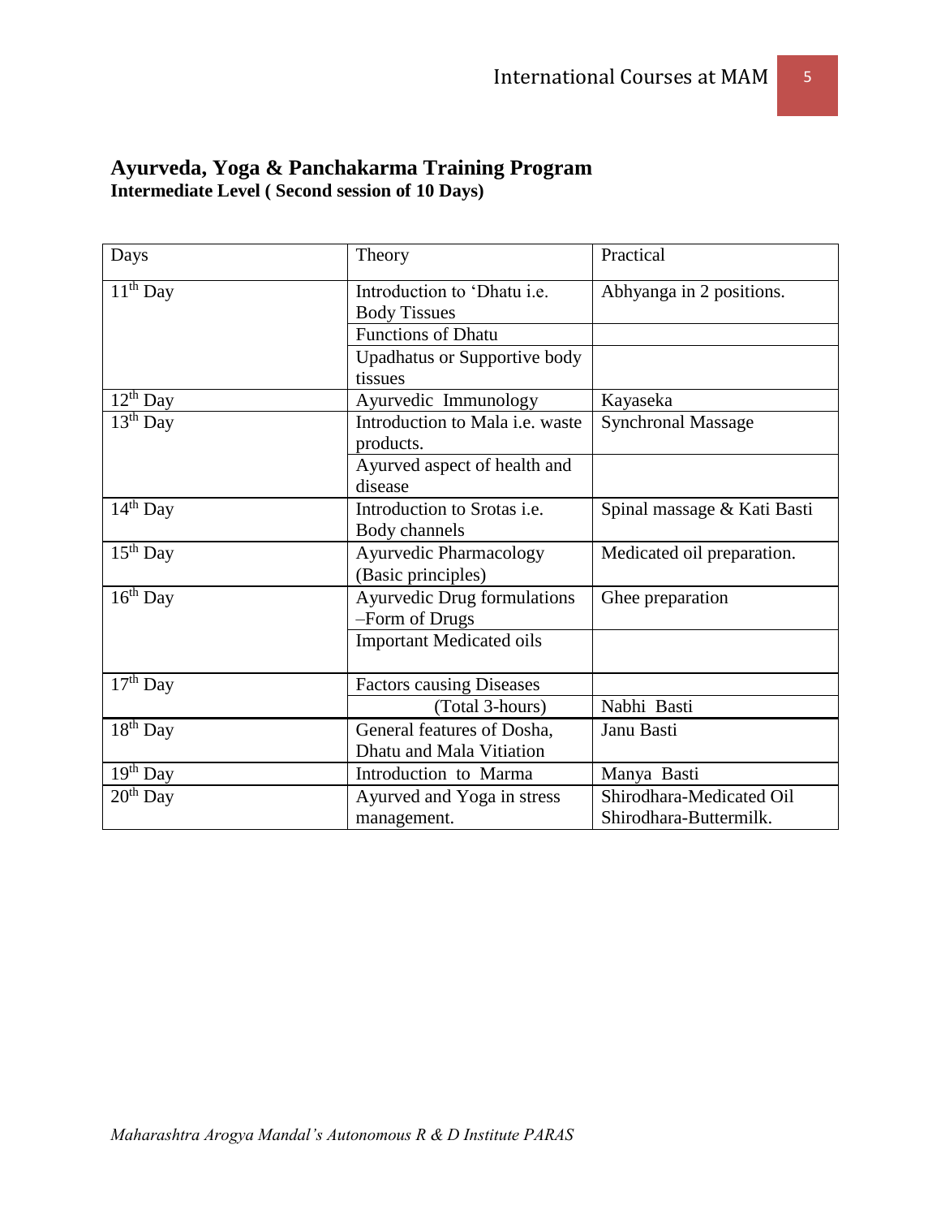## Ayurveda, Yoga & Panchakarma Training Program

**Intermediate Level ( Second session of 10 Days)**

| Days | Theory | Practical |
|---|---|---|
| 11th Day | Introduction to 'Dhatu i.e. Body Tissues | Abhyanga in 2 positions. |
| | Functions of Dhatu | |
| | Upadhatus or Supportive body tissues | |
| 12th Day | Ayurvedic Immunology | Kayaseka |
| 13th Day | Introduction to Mala i.e. waste products. | Synchronal Massage |
| | Ayurved aspect of health and disease | |
| 14th Day | Introduction to Srotas i.e. Body channels | Spinal massage & Kati Basti |
| 15th Day | Ayurvedic Pharmacology (Basic principles) | Medicated oil preparation. |
| 16th Day | Ayurvedic Drug formulations –Form of Drugs | Ghee preparation |
| | Important Medicated oils | |
| 17th Day | Factors causing Diseases | |
| | (Total 3-hours) | Nabhi Basti |
| 18th Day | General features of Dosha, Dhatu and Mala Vitiation | Janu Basti |
| 19th Day | Introduction to Marma | Manya Basti |
| 20th Day | Ayurved and Yoga in stress management. | Shirodhara-Medicated Oil Shirodhara-Buttermilk. |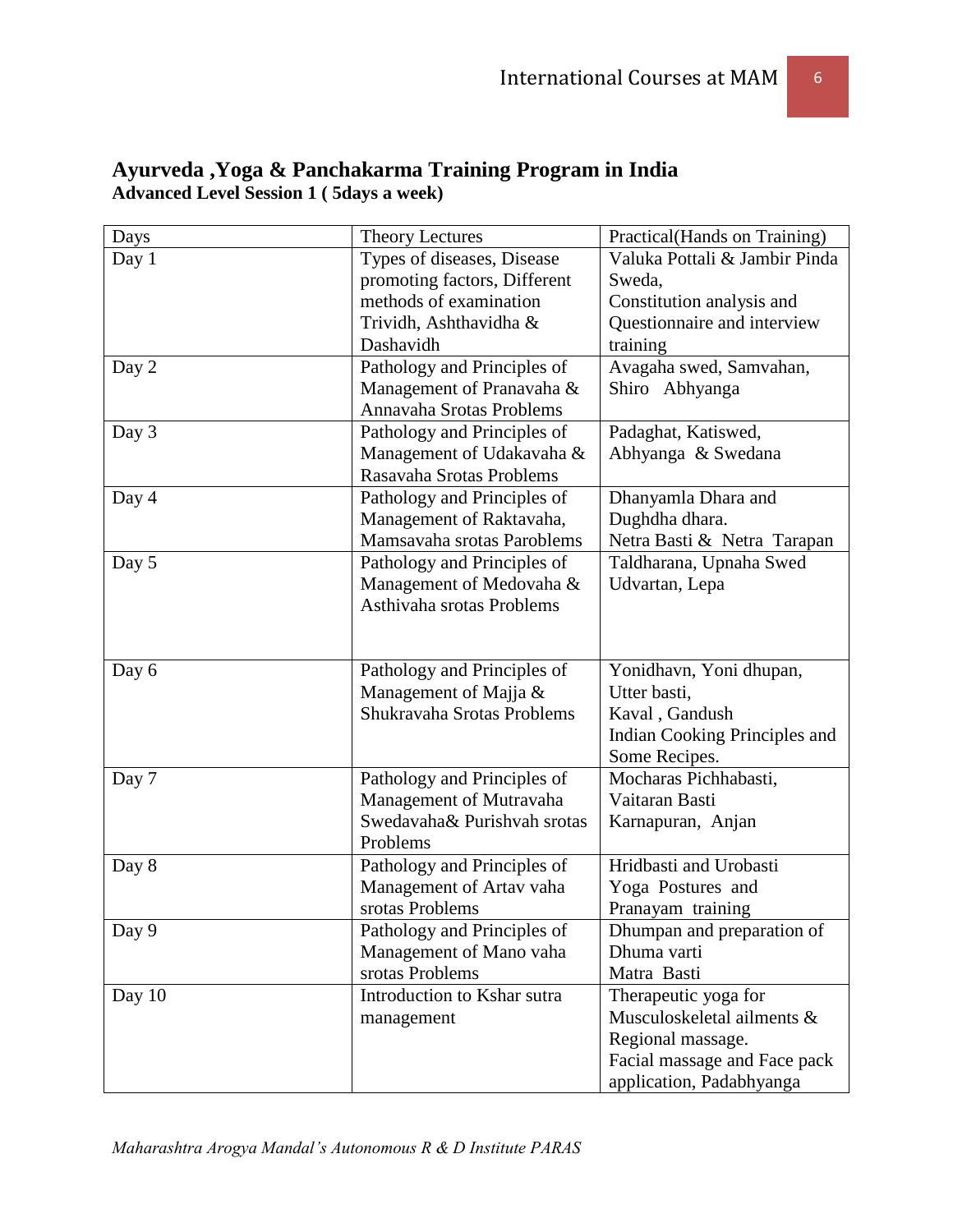## Ayurveda ,Yoga & Panchakarma Training Program in India

**Advanced Level Session 1 ( 5days a week)**

| Days | Theory Lectures | Practical(Hands on Training) |
|---|---|---|
| Day 1 | Types of diseases, Disease promoting factors, Different methods of examination Trividh, Ashthavidha & Dashavidh | Valuka Pottali & Jambir Pinda Sweda, Constitution analysis and Questionnaire and interview training |
| Day 2 | Pathology and Principles of Management of Pranavaha & Annavaha Srotas Problems | Avagaha swed, Samvahan, Shiro Abhyanga |
| Day 3 | Pathology and Principles of Management of Udakavaha & Rasavaha Srotas Problems | Padaghat, Katiswed, Abhyanga & Swedana |
| Day 4 | Pathology and Principles of Management of Raktavaha, Mamsavaha srotas Paroblems | Dhanyamla Dhara and Dughdha dhara. Netra Basti & Netra Tarapan |
| Day 5 | Pathology and Principles of Management of Medovaha & Asthivaha srotas Problems | Taldharana, Upnaha Swed Udvartan, Lepa |
| Day 6 | Pathology and Principles of Management of Majja & Shukravaha Srotas Problems | Yonidhavn, Yoni dhupan, Utter basti, Kaval , Gandush Indian Cooking Principles and Some Recipes. |
| Day 7 | Pathology and Principles of Management of Mutravaha Swedavaha& Purishvah srotas Problems | Mocharas Pichhabasti, Vaitaran Basti Karnapuran, Anjan |
| Day 8 | Pathology and Principles of Management of Artav vaha srotas Problems | Hridbasti and Urobasti Yoga Postures and Pranayam training |
| Day 9 | Pathology and Principles of Management of Mano vaha srotas Problems | Dhumpan and preparation of Dhuma varti Matra Basti |
| Day 10 | Introduction to Kshar sutra management | Therapeutic yoga for Musculoskeletal ailments & Regional massage. Facial massage and Face pack application, Padabhyanga |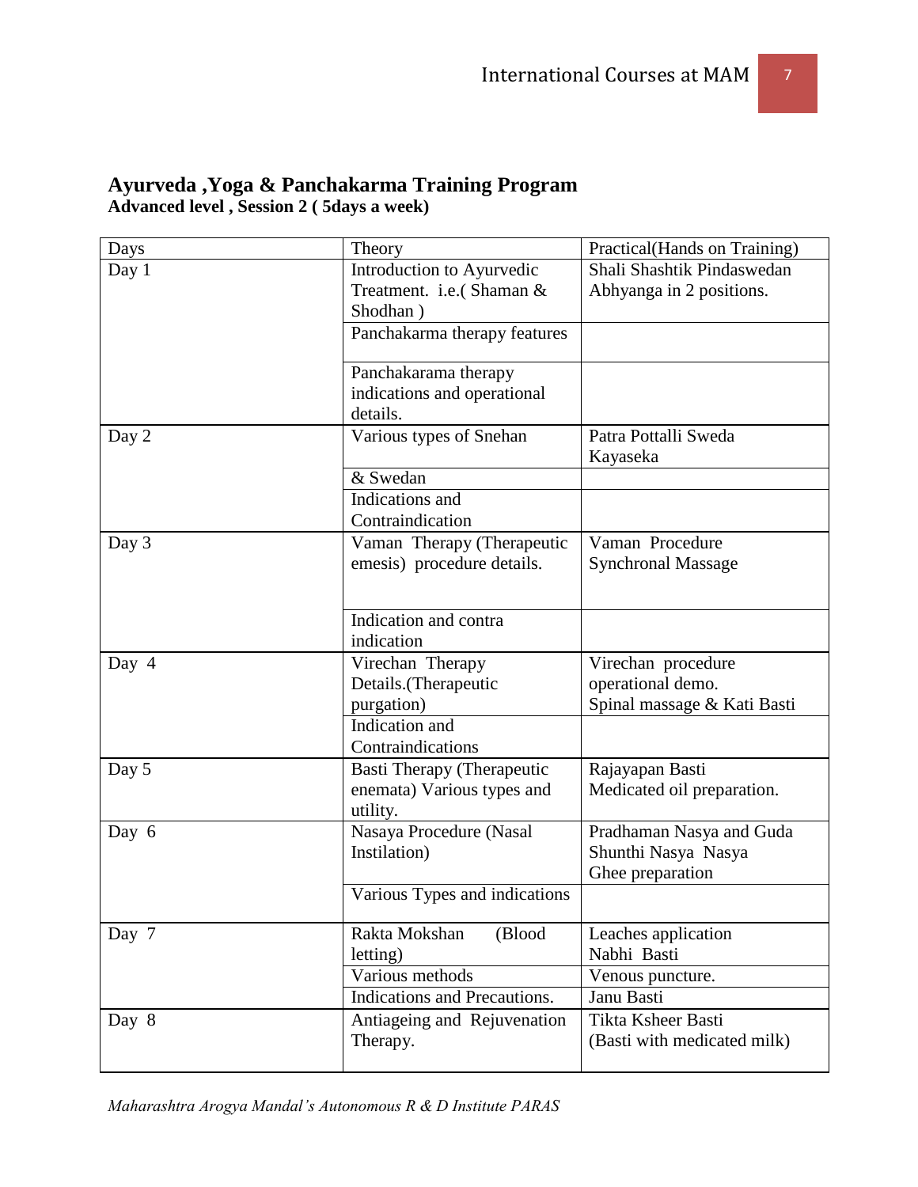## Ayurveda ,Yoga & Panchakarma Training Program

**Advanced level , Session 2 ( 5days a week)**

| Days | Theory | Practical(Hands on Training) |
|---|---|---|
| Day 1 | Introduction to Ayurvedic Treatment. i.e.( Shaman & Shodhan ) | Shali Shashtik Pindaswedan Abhyanga in 2 positions. |
| | Panchakarma therapy features | |
| | Panchakarama therapy indications and operational details. | |
| Day 2 | Various types of Snehan | Patra Pottalli Sweda Kayaseka |
| | & Swedan | |
| | Indications and Contraindication | |
| Day 3 | Vaman Therapy (Therapeutic emesis) procedure details. | Vaman Procedure Synchronal Massage |
| | Indication and contra indication | |
| Day 4 | Virechan Therapy Details.(Therapeutic purgation) | Virechan procedure operational demo. Spinal massage & Kati Basti |
| | Indication and Contraindications | |
| Day 5 | Basti Therapy (Therapeutic enemata) Various types and utility. | Rajayapan Basti Medicated oil preparation. |
| Day 6 | Nasaya Procedure (Nasal Instilation) | Pradhaman Nasya and Guda Shunthi Nasya Nasya Ghee preparation |
| | Various Types and indications | |
| Day 7 | Rakta Mokshan (Blood letting) | Leaches application Nabhi Basti |
| | Various methods | Venous puncture. |
| | Indications and Precautions. | Janu Basti |
| Day 8 | Antiageing and Rejuvenation Therapy. | Tikta Ksheer Basti (Basti with medicated milk) |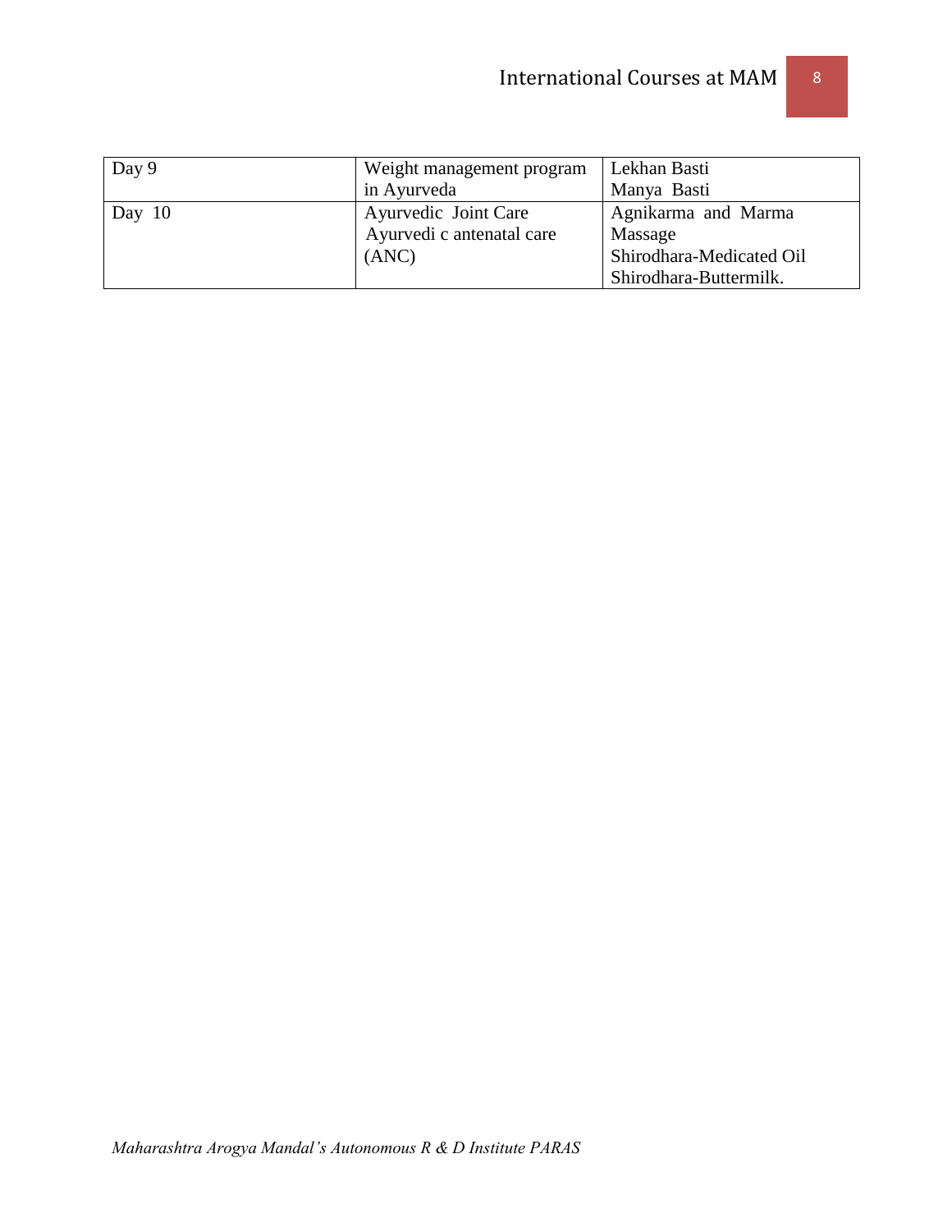| | | |
|---|---|---|
| Day 9 | Weight management program in Ayurveda | Lekhan Basti<br>Manya Basti |
| Day 10 | Ayurvedic Joint Care<br>Ayurvedi c antenatal care (ANC) | Agnikarma and Marma Massage<br>Shirodhara-Medicated Oil<br>Shirodhara-Buttermilk. |